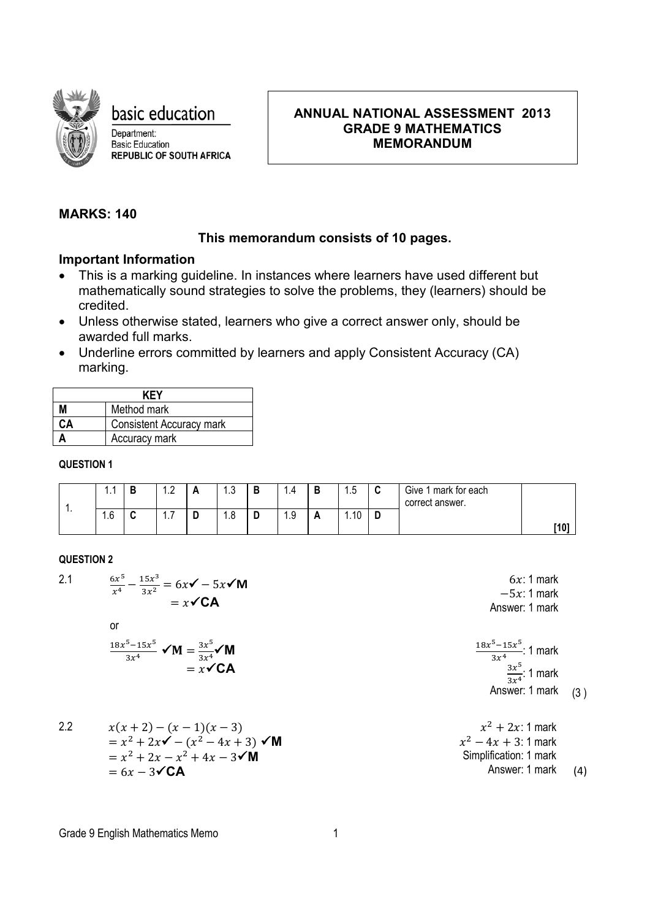basic education

Department:
Basic Education
**REPUBLIC OF SOUTH AFRICA**

**ANNUAL NATIONAL ASSESSMENT 2013**
**GRADE 9 MATHEMATICS**
**MEMORANDUM**

**MARKS: 140**

**This memorandum consists of 10 pages.**

### Important Information

- This is a marking guideline. In instances where learners have used different but mathematically sound strategies to solve the problems, they (learners) should be credited.
- Unless otherwise stated, learners who give a correct answer only, should be awarded full marks.
- Underline errors committed by learners and apply Consistent Accuracy (CA) marking.

| KEY | |
|---|---|
| M | Method mark |
| CA | Consistent Accuracy mark |
| A | Accuracy mark |

**QUESTION 1**

| | | | | | | | | | | | | |
|---|---|---|---|---|---|---|---|---|---|---|---|---|
| 1. | 1.1 | B | 1.2 | A | 1.3 | B | 1.4 | B | 1.5 | C | Give 1 mark for each correct answer. | |
| | 1.6 | C | 1.7 | D | 1.8 | D | 1.9 | A | 1.10 | D | | **[10]** |

**QUESTION 2**

2.1

$\frac{6x^5}{x^4} - \frac{15x^3}{3x^2} = 6x$✔ $- 5x$✔**M**

$= x$✔**CA**

$6x$: 1 mark
$-5x$: 1 mark
Answer: 1 mark

or

$\frac{18x^5 - 15x^5}{3x^4}$ ✔**M** $= \frac{3x^5}{3x^4}$✔**M**

$= x$✔**CA**

$\frac{18x^5-15x^5}{3x^4}$: 1 mark
$\frac{3x^5}{3x^4}$: 1 mark
Answer: 1 mark (3)

2.2

$x(x+2) - (x-1)(x-3)$

$= x^2 + 2x$✔ $- (x^2 - 4x + 3)$ ✔**M**

$= x^2 + 2x - x^2 + 4x - 3$✔**M**

$= 6x - 3$✔**CA**

$x^2 + 2x$: 1 mark
$x^2 - 4x + 3$: 1 mark
Simplification: 1 mark
Answer: 1 mark (4)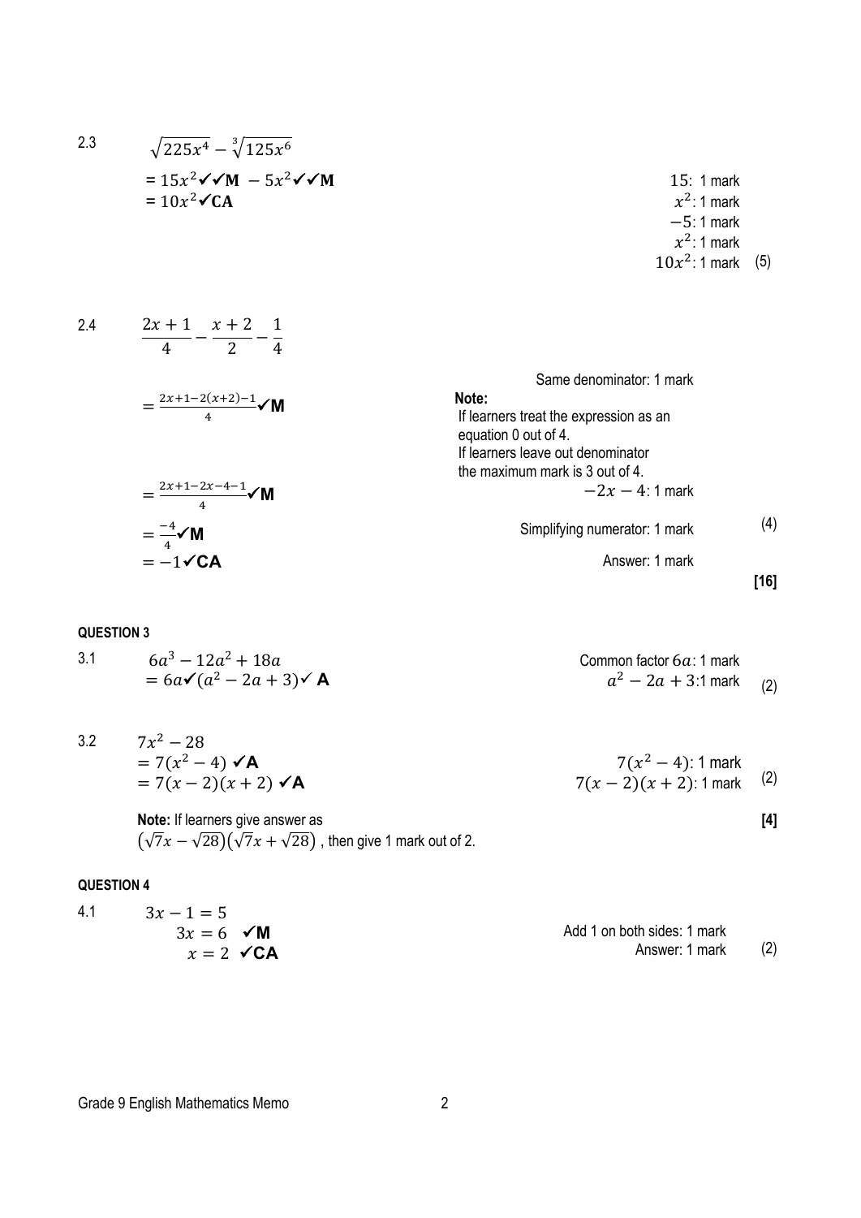2.3 $\sqrt{225x^4} - \sqrt[3]{125x^6}$

$= 15x^2$ ✓✓**M** $- 5x^2$ ✓✓**M**

$= 10x^2$ ✓**CA**

$15$: 1 mark
$x^2$: 1 mark
$-5$: 1 mark
$x^2$: 1 mark
$10x^2$: 1 mark (5)

2.4 $\dfrac{2x+1}{4} - \dfrac{x+2}{2} - \dfrac{1}{4}$

$= \frac{2x+1-2(x+2)-1}{4}$ ✓**M**

$= \frac{2x+1-2x-4-1}{4}$ ✓**M**

$= \frac{-4}{4}$ ✓**M**

$= -1$ ✓**CA**

Same denominator: 1 mark

**Note:**
If learners treat the expression as an equation 0 out of 4.
If learners leave out denominator the maximum mark is 3 out of 4.

$-2x - 4$: 1 mark

Simplifying numerator: 1 mark (4)

Answer: 1 mark

**[16]**

**QUESTION 3**

3.1 $6a^3 - 12a^2 + 18a$

$= 6a$ ✓$(a^2 - 2a + 3)$✓ **A**

Common factor $6a$: 1 mark
$a^2 - 2a + 3$: 1 mark (2)

3.2 $7x^2 - 28$

$= 7(x^2 - 4)$ ✓**A**

$= 7(x-2)(x+2)$ ✓**A**

$7(x^2 - 4)$: 1 mark
$7(x-2)(x+2)$: 1 mark (2)

**Note:** If learners give answer as $(\sqrt{7}x - \sqrt{28})(\sqrt{7}x + \sqrt{28})$ , then give 1 mark out of 2.

**[4]**

**QUESTION 4**

4.1 $3x - 1 = 5$

$3x = 6$ ✓**M**

$x = 2$ ✓**CA**

Add 1 on both sides: 1 mark
Answer: 1 mark (2)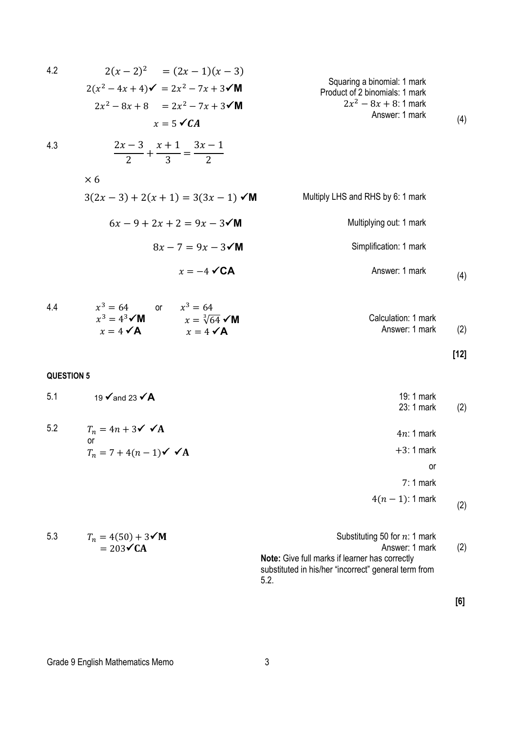| | | | |
|---|---|---|---|
| 4.2 | $2(x-2)^2 = (2x-1)(x-3)$<br>$2(x^2-4x+4)$✓ $= 2x^2-7x+3$✓**M**<br>$2x^2-8x+8 = 2x^2-7x+3$✓**M**<br>$x = 5$ ✓***CA*** | Squaring a binomial: 1 mark<br>Product of 2 binomials: 1 mark<br>$2x^2-8x+8$: 1 mark<br>Answer: 1 mark | (4) |
| 4.3 | $\frac{2x-3}{2}+\frac{x+1}{3}=\frac{3x-1}{2}$<br>$\times 6$<br>$3(2x-3)+2(x+1)=3(3x-1)$ ✓**M**<br>$6x-9+2x+2=9x-3$✓**M**<br>$8x-7=9x-3$✓**M**<br>$x=-4$ ✓**CA** | Multiply LHS and RHS by 6: 1 mark<br>Multiplying out: 1 mark<br>Simplification: 1 mark<br>Answer: 1 mark | (4) |
| 4.4 | $x^3 = 64$ or $x^3 = 64$<br>$x^3 = 4^3$✓**M** $x = \sqrt[3]{64}$ ✓**M**<br>$x = 4$ ✓**A** $x = 4$ ✓**A** | Calculation: 1 mark<br>Answer: 1 mark | (2) |
| | | | **[12]** |

**QUESTION 5**

| | | | |
|---|---|---|---|
| 5.1 | 19 ✓and 23 ✓**A** | 19: 1 mark<br>23: 1 mark | (2) |
| 5.2 | $T_n = 4n+3$✓ ✓**A**<br>or<br>$T_n = 7+4(n-1)$✓ ✓**A** | $4n$: 1 mark<br>$+3$: 1 mark<br>or<br>$7$: 1 mark<br>$4(n-1)$: 1 mark | (2) |
| 5.3 | $T_n = 4(50)+3$✓**M**<br>$= 203$✓**CA** | Substituting 50 for $n$: 1 mark<br>Answer: 1 mark<br>**Note:** Give full marks if learner has correctly substituted in his/her "incorrect" general term from 5.2. | (2) |
| | | | **[6]** |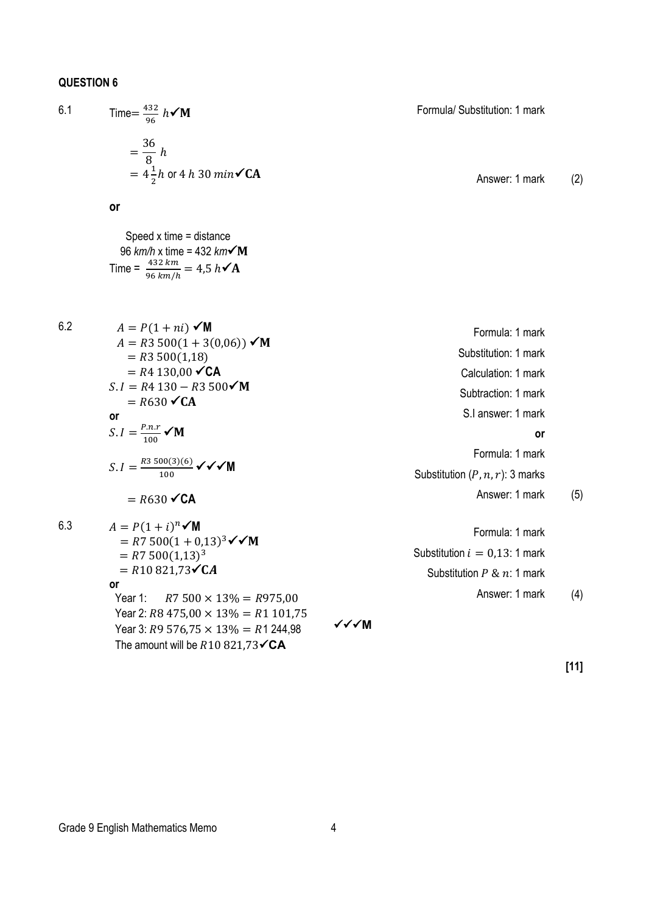## QUESTION 6

6.1

Time $= \frac{432}{96}\ h$ ✓**M** — Formula/ Substitution: 1 mark

$= \frac{36}{8}\ h$

$= 4\frac{1}{2} h$ or $4\ h\ 30\ min$ ✓**CA** — Answer: 1 mark (2)

**or**

Speed x time = distance

96 *km/h* x time = 432 *km* ✓**M**

Time = $\frac{432\ km}{96\ km/h} = 4{,}5\ h$ ✓**A**

6.2

$A = P(1 + ni)$ ✓**M** — Formula: 1 mark

$A = R3\ 500(1 + 3(0{,}06))$ ✓**M** — Substitution: 1 mark

$= R3\ 500(1{,}18)$

$= R4\ 130{,}00$ ✓**CA** — Calculation: 1 mark

$S.I = R4\ 130 - R3\ 500$ ✓**M** — Subtraction: 1 mark

$= R630$ ✓**CA** — S.I answer: 1 mark

**or**

$S.I = \frac{P.n.r}{100}$ ✓**M** — Formula: 1 mark

$S.I = \frac{R3\ 500(3)(6)}{100}$ ✓✓✓**M** — Substitution $(P, n, r)$: 3 marks

$= R630$ ✓**CA** — Answer: 1 mark (5)

6.3

$A = P(1 + i)^n$ ✓**M** — Formula: 1 mark

$= R7\ 500(1 + 0{,}13)^3$ ✓✓**M** — Substitution $i = 0{,}13$: 1 mark; Substitution $P$ & $n$: 1 mark

$= R7\ 500(1{,}13)^3$

$= R10\ 821{,}73$ ✓**CA** — Answer: 1 mark (4)

**or**

Year 1: $R7\ 500 \times 13\% = R975{,}00$

Year 2: $R8\ 475{,}00 \times 13\% = R1\ 101{,}75$

Year 3: $R9\ 576{,}75 \times 13\% = R1\ 244{,}98$ ✓✓✓**M**

The amount will be $R10\ 821{,}73$ ✓**CA**

**[11]**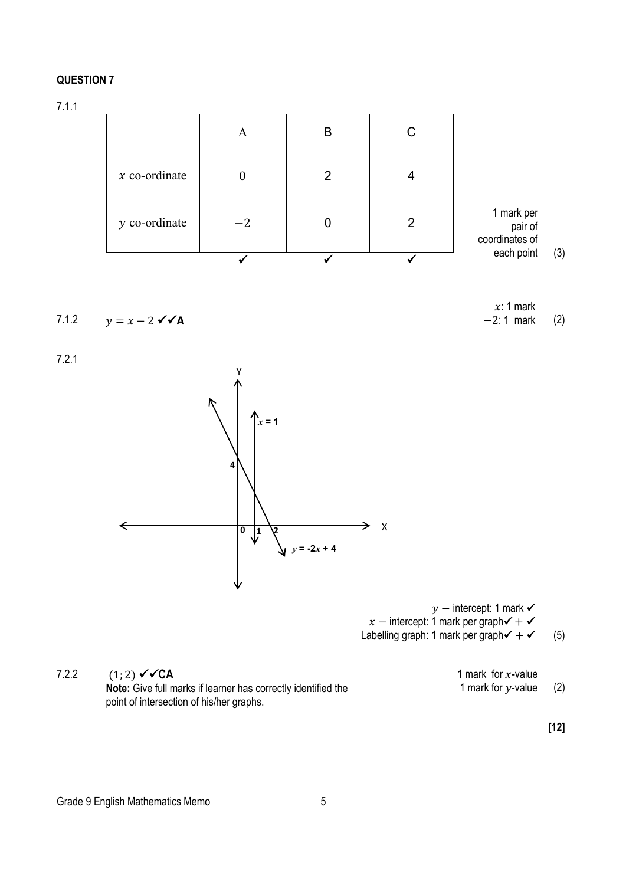**QUESTION 7**

7.1.1

| | A | B | C | |
|---|---|---|---|---|
| $x$ co-ordinate | 0 | 2 | 4 | |
| $y$ co-ordinate | $-2$ | 0 | 2 | 1 mark per pair of coordinates of each point |
| | ✓ | ✓ | ✓ | (3) |

7.1.2 $y = x - 2$ ✓✓**A**

$x$: 1 mark
$-2$: 1 mark (2)

7.2.1

Y

$x$ = 1

4

0 1 2 X

$y$ = -2$x$ + 4

$y$ − intercept: 1 mark ✓
$x$ − intercept: 1 mark per graph✓ + ✓
Labelling graph: 1 mark per graph✓ + ✓ (5)

7.2.2 $(1; 2)$ ✓✓**CA**

**Note:** Give full marks if learner has correctly identified the point of intersection of his/her graphs.

1 mark for $x$-value
1 mark for $y$-value (2)

**[12]**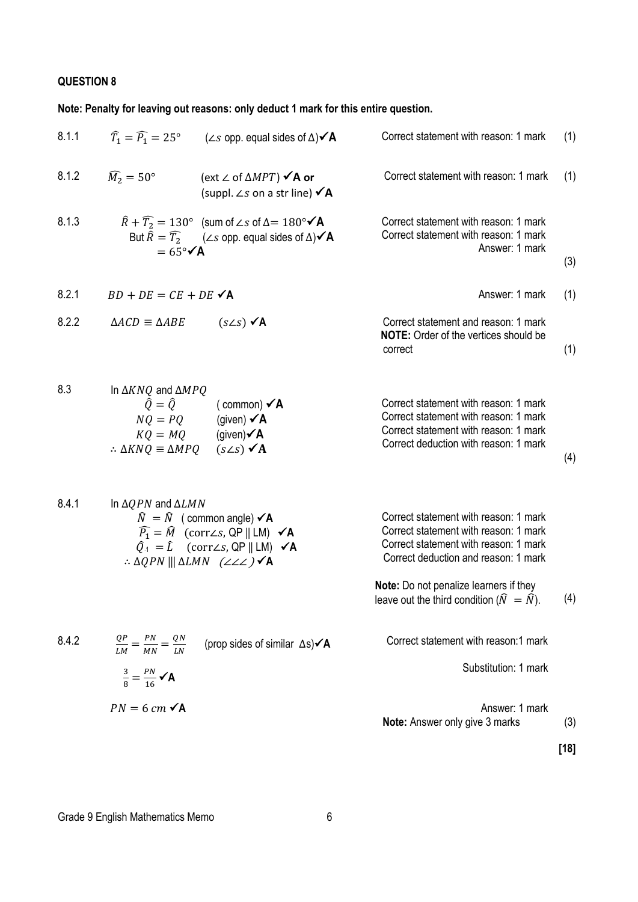## QUESTION 8

**Note: Penalty for leaving out reasons: only deduct 1 mark for this entire question.**

| | | | |
|---|---|---|---|
| 8.1.1 | $\widehat{T_1} = \widehat{P_1} = 25°$ (∠s opp. equal sides of Δ)✓**A** | Correct statement with reason: 1 mark | (1) |
| 8.1.2 | $\widehat{M_2} = 50°$ (ext ∠ of $\Delta MPT$) ✓**A or** (suppl. ∠s on a str line) ✓**A** | Correct statement with reason: 1 mark | (1) |
| 8.1.3 | $\hat{R} + \widehat{T_2} = 130°$ (sum of ∠s of Δ= 180°✓**A**<br>But $\hat{R} = \widehat{T_2}$ (∠s opp. equal sides of Δ)✓**A**<br>$= 65°$✓**A** | Correct statement with reason: 1 mark<br>Correct statement with reason: 1 mark<br>Answer: 1 mark | (3) |
| 8.2.1 | $BD + DE = CE + DE$ ✓**A** | Answer: 1 mark | (1) |
| 8.2.2 | $\Delta ACD \equiv \Delta ABE$ (s∠s) ✓**A** | Correct statement and reason: 1 mark<br>**NOTE:** Order of the vertices should be correct | (1) |
| 8.3 | In $\Delta KNQ$ and $\Delta MPQ$<br>$\hat{Q} = \hat{Q}$ ( common) ✓**A**<br>$NQ = PQ$ (given) ✓**A**<br>$KQ = MQ$ (given)✓**A**<br>$\therefore \Delta KNQ \equiv \Delta MPQ$ (s∠s) ✓**A** | Correct statement with reason: 1 mark<br>Correct statement with reason: 1 mark<br>Correct statement with reason: 1 mark<br>Correct deduction with reason: 1 mark | (4) |
| 8.4.1 | In $\Delta QPN$ and $\Delta LMN$<br>$\hat{N} = \hat{N}$ ( common angle) ✓**A**<br>$\widehat{P_1} = \widehat{M}$ (corr∠s, QP ∥ LM) ✓**A**<br>$\hat{Q}_1 = \hat{L}$ (corr∠s, QP ∥ LM) ✓**A**<br>$\therefore \Delta QPN \,\vert\vert\vert\, \Delta LMN$ (∠∠∠ )✓**A** | Correct statement with reason: 1 mark<br>Correct statement with reason: 1 mark<br>Correct statement with reason: 1 mark<br>Correct deduction and reason: 1 mark<br>**Note:** Do not penalize learners if they leave out the third condition ($\hat{N} = \hat{N}$). | (4) |
| 8.4.2 | $\frac{QP}{LM} = \frac{PN}{MN} = \frac{QN}{LN}$ (prop sides of similar Δs)✓**A**<br>$\frac{3}{8} = \frac{PN}{16}$ ✓**A**<br>$PN = 6\ cm$ ✓**A** | Correct statement with reason:1 mark<br>Substitution: 1 mark<br>Answer: 1 mark<br>**Note:** Answer only give 3 marks | (3) |
| | | | **[18]** |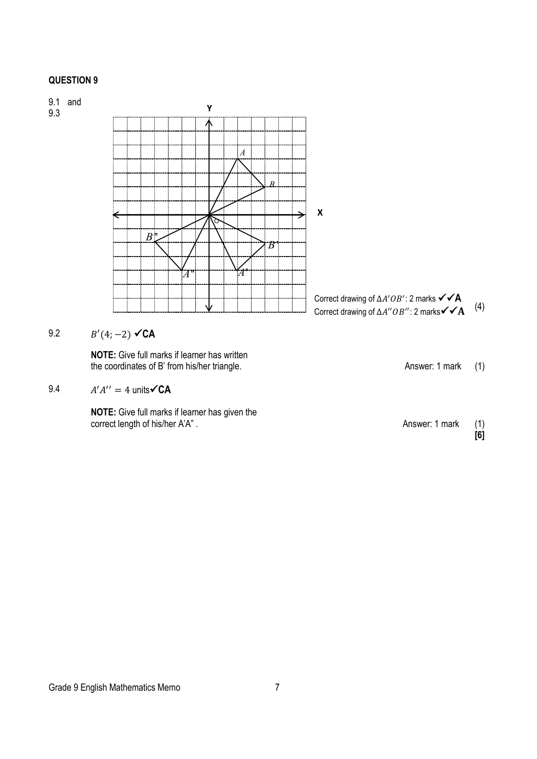**QUESTION 9**

9.1 and 9.3

Correct drawing of $\Delta A'OB'$: 2 marks ✓✓**A**

Correct drawing of $\Delta A''OB''$: 2 marks ✓✓**A** (4)

9.2 $B'(4; -2)$ ✓**CA**

**NOTE:** Give full marks if learner has written the coordinates of B' from his/her triangle.

Answer: 1 mark (1)

9.4 $A'A'' = 4$ units ✓**CA**

**NOTE:** Give full marks if learner has given the correct length of his/her A'A".

Answer: 1 mark (1)

**[6]**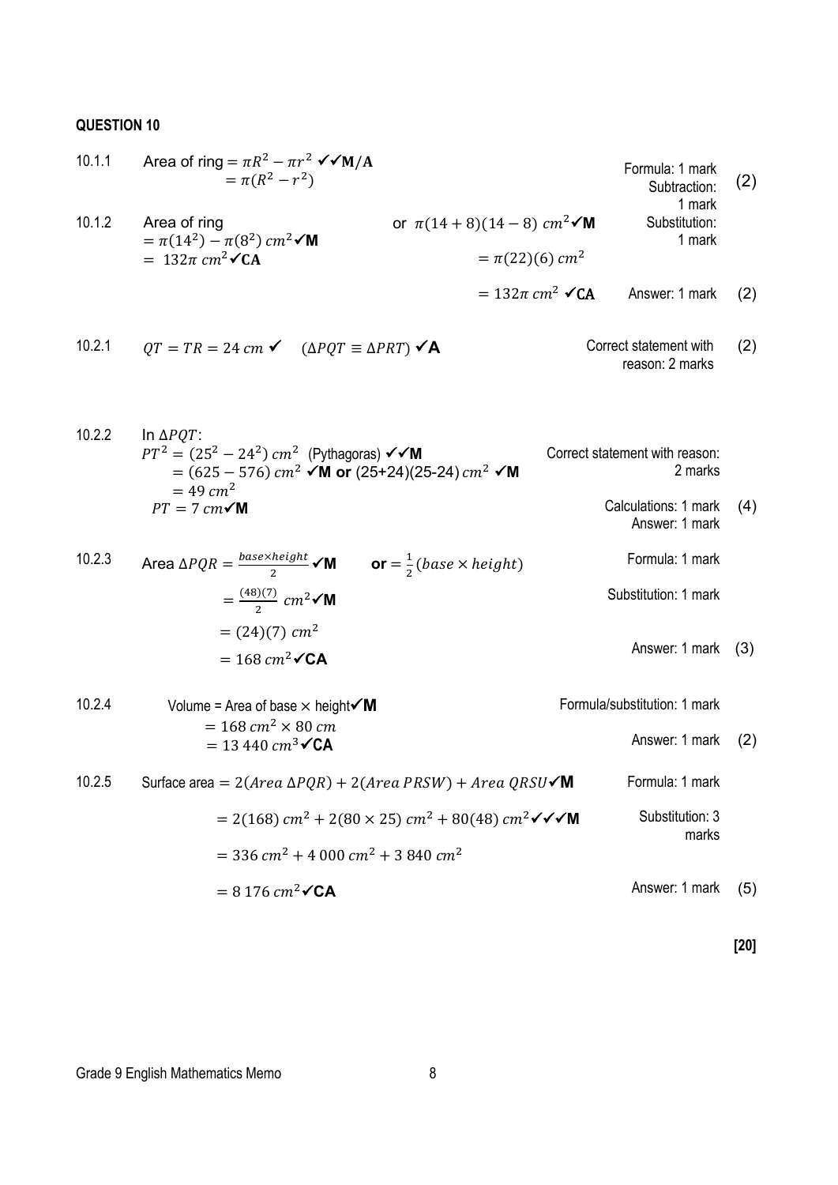## QUESTION 10

| Question | Solution | Marking guideline | Marks |
|---|---|---|---|
| 10.1.1 | Area of ring $= \pi R^2 - \pi r^2$ ✓✓M/A <br> $= \pi(R^2 - r^2)$ | Formula: 1 mark <br> Subtraction: 1 mark | (2) |
| 10.1.2 | Area of ring <br> $= \pi(14^2) - \pi(8^2)\ cm^2$ ✓M <br> $= 132\pi\ cm^2$ ✓CA <br> or $\pi(14+8)(14-8)\ cm^2$ ✓M <br> $= \pi(22)(6)\ cm^2$ <br> $= 132\pi\ cm^2$ ✓CA | Substitution: 1 mark <br> Answer: 1 mark | (2) |
| 10.2.1 | $QT = TR = 24\ cm$ ✓ $(\Delta PQT \equiv \Delta PRT)$ ✓A | Correct statement with reason: 2 marks | (2) |
| 10.2.2 | In $\Delta PQT$: <br> $PT^2 = (25^2 - 24^2)\ cm^2$ (Pythagoras) ✓✓M <br> $= (625 - 576)\ cm^2$ ✓M **or** (25+24)(25-24) $cm^2$ ✓M <br> $= 49\ cm^2$ <br> $PT = 7\ cm$ ✓M | Correct statement with reason: 2 marks <br> Calculations: 1 mark <br> Answer: 1 mark | (4) |
| 10.2.3 | Area $\Delta PQR = \frac{base \times height}{2}$ ✓M **or** $= \frac{1}{2}(base \times height)$ <br> $= \frac{(48)(7)}{2}\ cm^2$ ✓M <br> $= (24)(7)\ cm^2$ <br> $= 168\ cm^2$ ✓CA | Formula: 1 mark <br> Substitution: 1 mark <br> Answer: 1 mark | (3) |
| 10.2.4 | Volume = Area of base × height ✓M <br> $= 168\ cm^2 \times 80\ cm$ <br> $= 13\ 440\ cm^3$ ✓CA | Formula/substitution: 1 mark <br> Answer: 1 mark | (2) |
| 10.2.5 | Surface area $= 2(Area\ \Delta PQR) + 2(Area\ PRSW) + Area\ QRSU$ ✓M <br> $= 2(168)\ cm^2 + 2(80 \times 25)\ cm^2 + 80(48)\ cm^2$ ✓✓✓M <br> $= 336\ cm^2 + 4\ 000\ cm^2 + 3\ 840\ cm^2$ <br> $= 8\ 176\ cm^2$ ✓CA | Formula: 1 mark <br> Substitution: 3 marks <br> Answer: 1 mark | (5) |

**[20]**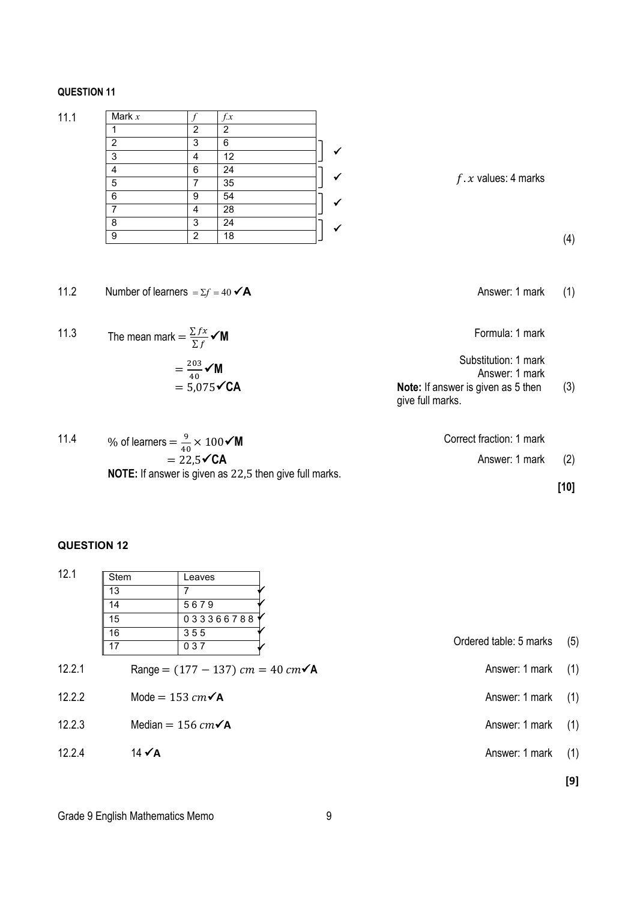**QUESTION 11**

11.1

| Mark $x$ | $f$ | $f.x$ | |
|---|---|---|---|
| 1 | 2 | 2 | |
| 2 | 3 | 6 | ✓ |
| 3 | 4 | 12 | |
| 4 | 6 | 24 | ✓ |
| 5 | 7 | 35 | |
| 6 | 9 | 54 | ✓ |
| 7 | 4 | 28 | |
| 8 | 3 | 24 | ✓ |
| 9 | 2 | 18 | |

$f.x$ values: 4 marks (4)

11.2 Number of learners $= \Sigma f = 40$ ✓**A** — Answer: 1 mark (1)

11.3 The mean mark $= \frac{\Sigma fx}{\Sigma f}$ ✓**M** — Formula: 1 mark

$= \frac{203}{40}$ ✓**M** — Substitution: 1 mark

$= 5{,}075$ ✓**CA** — Answer: 1 mark

**Note:** If answer is given as 5 then give full marks. (3)

11.4 % of learners $= \frac{9}{40} \times 100$ ✓**M** — Correct fraction: 1 mark

$= 22{,}5$ ✓**CA** — Answer: 1 mark (2)

**NOTE:** If answer is given as $22{,}5$ then give full marks.

**[10]**

**QUESTION 12**

12.1

| Stem | Leaves | |
|---|---|---|
| 13 | 7 | ✓ |
| 14 | 5 6 7 9 | ✓ |
| 15 | 0 3 3 3 6 6 7 8 8 | ✓ |
| 16 | 3 5 5 | ✓ |
| 17 | 0 3 7 | ✓ |

Ordered table: 5 marks (5)

12.2.1 Range $= (177 - 137)\ cm = 40\ cm$ ✓**A** — Answer: 1 mark (1)

12.2.2 Mode $= 153\ cm$ ✓**A** — Answer: 1 mark (1)

12.2.3 Median $= 156\ cm$ ✓**A** — Answer: 1 mark (1)

12.2.4 14 ✓**A** — Answer: 1 mark (1)

**[9]**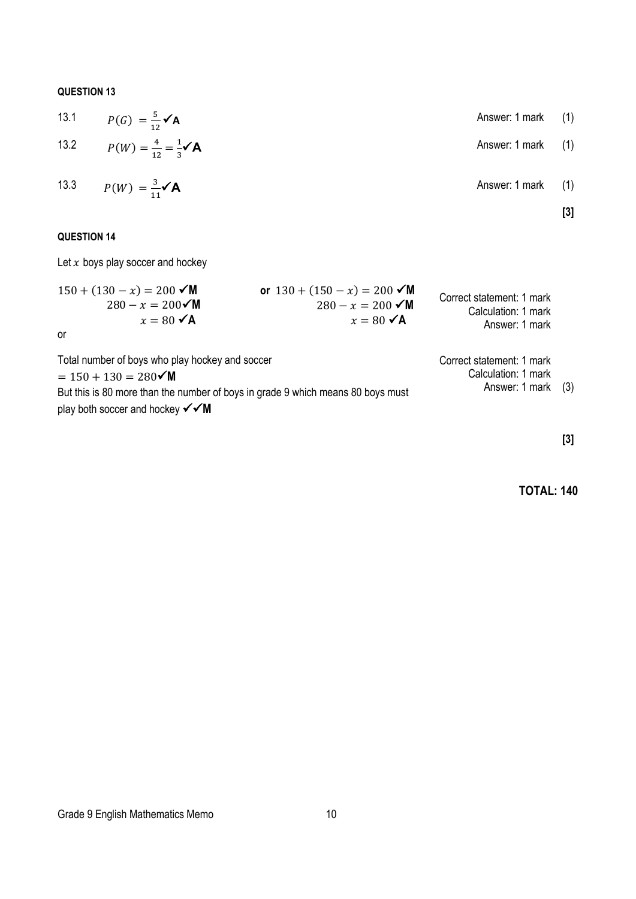**QUESTION 13**

13.1 $P(G) = \frac{5}{12}$ ✓**A** Answer: 1 mark (1)

13.2 $P(W) = \frac{4}{12} = \frac{1}{3}$ ✓**A** Answer: 1 mark (1)

13.3 $P(W) = \frac{3}{11}$ ✓**A** Answer: 1 mark (1)

**[3]**

**QUESTION 14**

Let $x$ boys play soccer and hockey

$150 + (130 - x) = 200$ ✓**M** **or** $130 + (150 - x) = 200$ ✓**M**

$280 - x = 200$ ✓**M** $280 - x = 200$ ✓**M**

$x = 80$ ✓**A** $x = 80$ ✓**A**

Correct statement: 1 mark
Calculation: 1 mark
Answer: 1 mark

or

Total number of boys who play hockey and soccer
$= 150 + 130 = 280$ ✓**M**
But this is 80 more than the number of boys in grade 9 which means 80 boys must play both soccer and hockey ✓✓**M**

Correct statement: 1 mark
Calculation: 1 mark
Answer: 1 mark (3)

**[3]**

**TOTAL: 140**